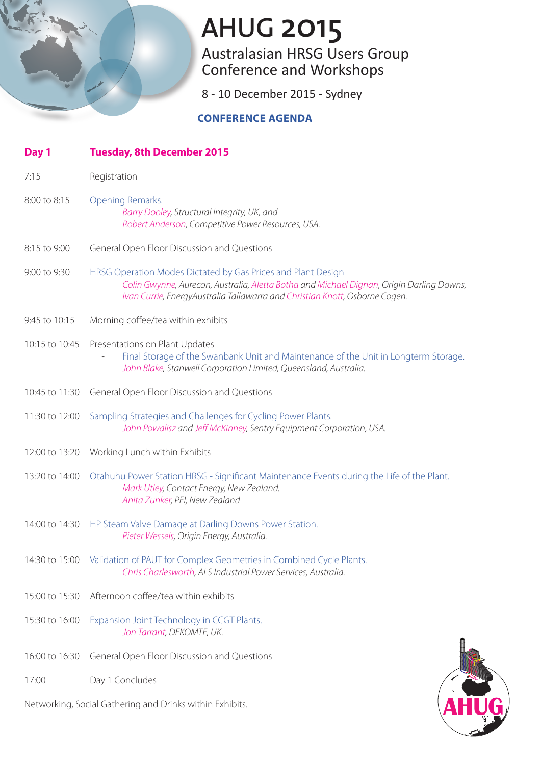# AHUG 2015

## Australasian HRSG Users Group Conference and Workshops

8 - 10 December 2015 - Sydney

**CONFERENCE AGENDA**

**Day 1** **Tuesday, 8th December 2015**

7:15 Registration

8:00 to 8:15 Opening Remarks.
*Barry Dooley, Structural Integrity, UK, and*
*Robert Anderson, Competitive Power Resources, USA.*

8:15 to 9:00 General Open Floor Discussion and Questions

9:00 to 9:30 HRSG Operation Modes Dictated by Gas Prices and Plant Design
*Colin Gwynne, Aurecon, Australia, Aletta Botha and Michael Dignan, Origin Darling Downs, Ivan Currie, EnergyAustralia Tallawarra and Christian Knott, Osborne Cogen.*

9:45 to 10:15 Morning coffee/tea within exhibits

10:15 to 10:45 Presentations on Plant Updates
- Final Storage of the Swanbank Unit and Maintenance of the Unit in Longterm Storage.
*John Blake, Stanwell Corporation Limited, Queensland, Australia.*

10:45 to 11:30 General Open Floor Discussion and Questions

11:30 to 12:00 Sampling Strategies and Challenges for Cycling Power Plants.
*John Powalisz and Jeff McKinney, Sentry Equipment Corporation, USA.*

12:00 to 13:20 Working Lunch within Exhibits

13:20 to 14:00 Otahuhu Power Station HRSG - Significant Maintenance Events during the Life of the Plant.
*Mark Utley, Contact Energy, New Zealand.*
*Anita Zunker, PEI, New Zealand*

14:00 to 14:30 HP Steam Valve Damage at Darling Downs Power Station.
*Pieter Wessels, Origin Energy, Australia.*

14:30 to 15:00 Validation of PAUT for Complex Geometries in Combined Cycle Plants.
*Chris Charlesworth, ALS Industrial Power Services, Australia.*

15:00 to 15:30 Afternoon coffee/tea within exhibits

15:30 to 16:00 Expansion Joint Technology in CCGT Plants.
*Jon Tarrant, DEKOMTE, UK.*

16:00 to 16:30 General Open Floor Discussion and Questions

17:00 Day 1 Concludes

Networking, Social Gathering and Drinks within Exhibits.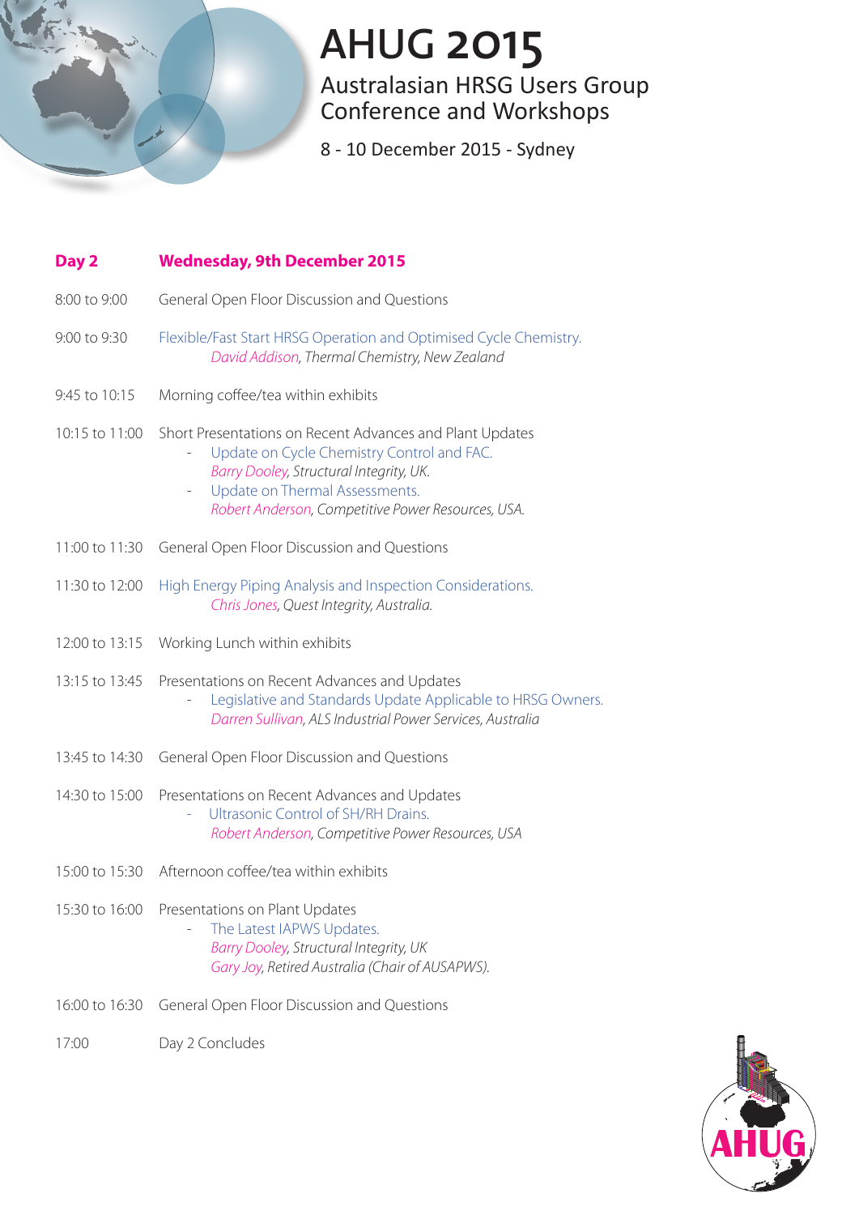# AHUG 2015

## Australasian HRSG Users Group Conference and Workshops

8 - 10 December 2015 - Sydney

## Day 2 — Wednesday, 9th December 2015

| | |
|---|---|
| 8:00 to 9:00 | General Open Floor Discussion and Questions |
| 9:00 to 9:30 | Flexible/Fast Start HRSG Operation and Optimised Cycle Chemistry.<br>*David Addison, Thermal Chemistry, New Zealand* |
| 9:45 to 10:15 | Morning coffee/tea within exhibits |
| 10:15 to 11:00 | Short Presentations on Recent Advances and Plant Updates<br>- Update on Cycle Chemistry Control and FAC.<br>*Barry Dooley, Structural Integrity, UK.*<br>- Update on Thermal Assessments.<br>*Robert Anderson, Competitive Power Resources, USA.* |
| 11:00 to 11:30 | General Open Floor Discussion and Questions |
| 11:30 to 12:00 | High Energy Piping Analysis and Inspection Considerations.<br>*Chris Jones, Quest Integrity, Australia.* |
| 12:00 to 13:15 | Working Lunch within exhibits |
| 13:15 to 13:45 | Presentations on Recent Advances and Updates<br>- Legislative and Standards Update Applicable to HRSG Owners.<br>*Darren Sullivan, ALS Industrial Power Services, Australia* |
| 13:45 to 14:30 | General Open Floor Discussion and Questions |
| 14:30 to 15:00 | Presentations on Recent Advances and Updates<br>- Ultrasonic Control of SH/RH Drains.<br>*Robert Anderson, Competitive Power Resources, USA* |
| 15:00 to 15:30 | Afternoon coffee/tea within exhibits |
| 15:30 to 16:00 | Presentations on Plant Updates<br>- The Latest IAPWS Updates.<br>*Barry Dooley, Structural Integrity, UK*<br>*Gary Joy, Retired Australia (Chair of AUSAPWS).* |
| 16:00 to 16:30 | General Open Floor Discussion and Questions |
| 17:00 | Day 2 Concludes |

AHUG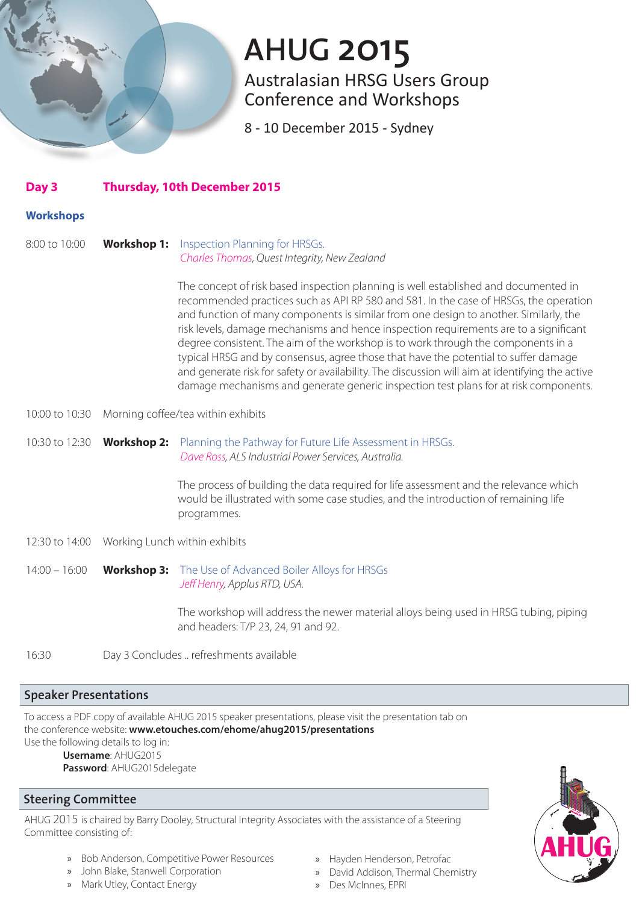# AHUG 2015

Australasian HRSG Users Group Conference and Workshops

8 - 10 December 2015 - Sydney

## Day 3 Thursday, 10th December 2015

### Workshops

8:00 to 10:00 **Workshop 1:** Inspection Planning for HRSGs.
*Charles Thomas, Quest Integrity, New Zealand*

The concept of risk based inspection planning is well established and documented in recommended practices such as API RP 580 and 581. In the case of HRSGs, the operation and function of many components is similar from one design to another. Similarly, the risk levels, damage mechanisms and hence inspection requirements are to a significant degree consistent. The aim of the workshop is to work through the components in a typical HRSG and by consensus, agree those that have the potential to suffer damage and generate risk for safety or availability. The discussion will aim at identifying the active damage mechanisms and generate generic inspection test plans for at risk components.

10:00 to 10:30 Morning coffee/tea within exhibits

10:30 to 12:30 **Workshop 2:** Planning the Pathway for Future Life Assessment in HRSGs.
*Dave Ross, ALS Industrial Power Services, Australia.*

The process of building the data required for life assessment and the relevance which would be illustrated with some case studies, and the introduction of remaining life programmes.

12:30 to 14:00 Working Lunch within exhibits

14:00 – 16:00 **Workshop 3:** The Use of Advanced Boiler Alloys for HRSGs
*Jeff Henry, Applus RTD, USA.*

The workshop will address the newer material alloys being used in HRSG tubing, piping and headers: T/P 23, 24, 91 and 92.

16:30 Day 3 Concludes .. refreshments available

## Speaker Presentations

To access a PDF copy of available AHUG 2015 speaker presentations, please visit the presentation tab on the conference website: **www.etouches.com/ehome/ahug2015/presentations**
Use the following details to log in:

**Username**: AHUG2015
**Password**: AHUG2015delegate

## Steering Committee

AHUG 2015 is chaired by Barry Dooley, Structural Integrity Associates with the assistance of a Steering Committee consisting of:

- Bob Anderson, Competitive Power Resources
- John Blake, Stanwell Corporation
- Mark Utley, Contact Energy
- Hayden Henderson, Petrofac
- David Addison, Thermal Chemistry
- Des McInnes, EPRI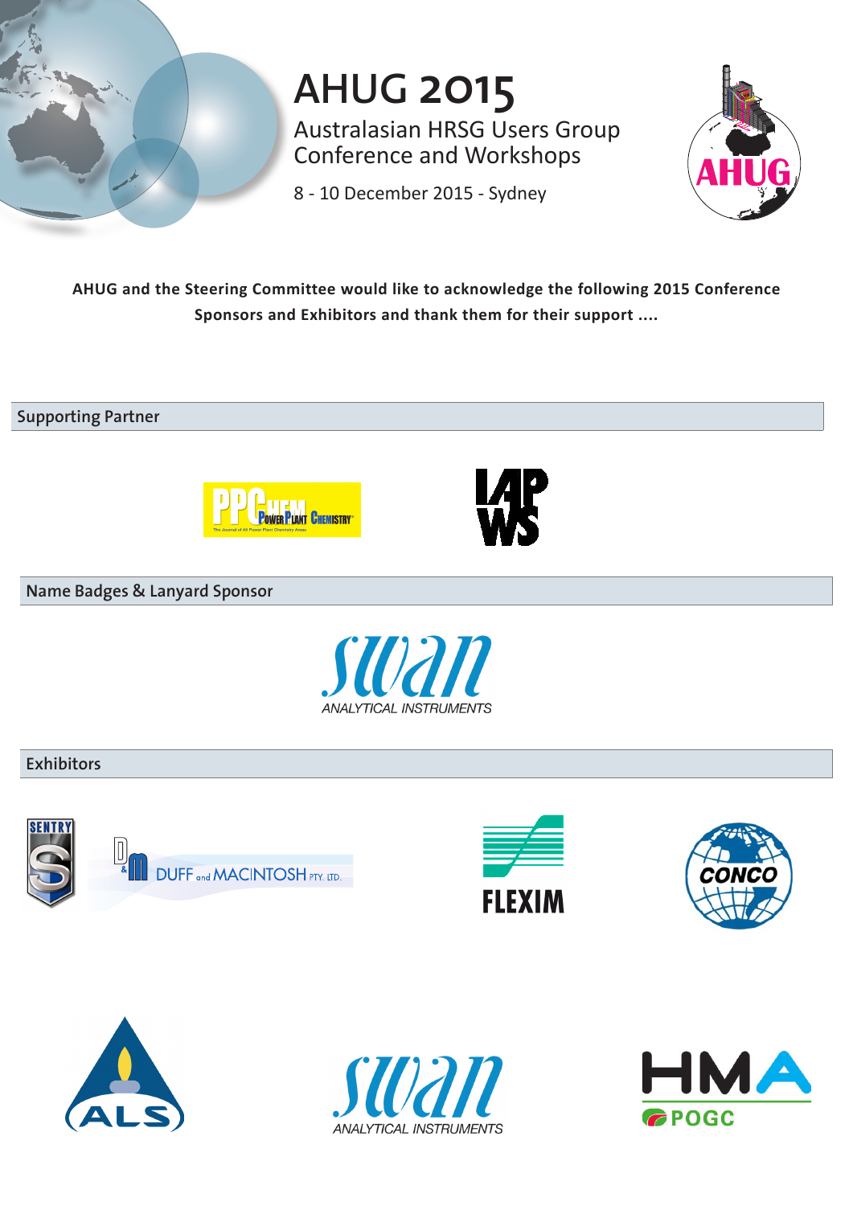# AHUG 2015

Australasian HRSG Users Group Conference and Workshops

8 - 10 December 2015 - Sydney

**AHUG and the Steering Committee would like to acknowledge the following 2015 Conference Sponsors and Exhibitors and thank them for their support ....**

## Supporting Partner

PPCHEM PowerPlant Chemistry

IAPWS

## Name Badges & Lanyard Sponsor

swan ANALYTICAL INSTRUMENTS

## Exhibitors

SENTRY

DUFF and MACINTOSH PTY. LTD.

FLEXIM

CONCO

ALS

swan ANALYTICAL INSTRUMENTS

HMA POGC